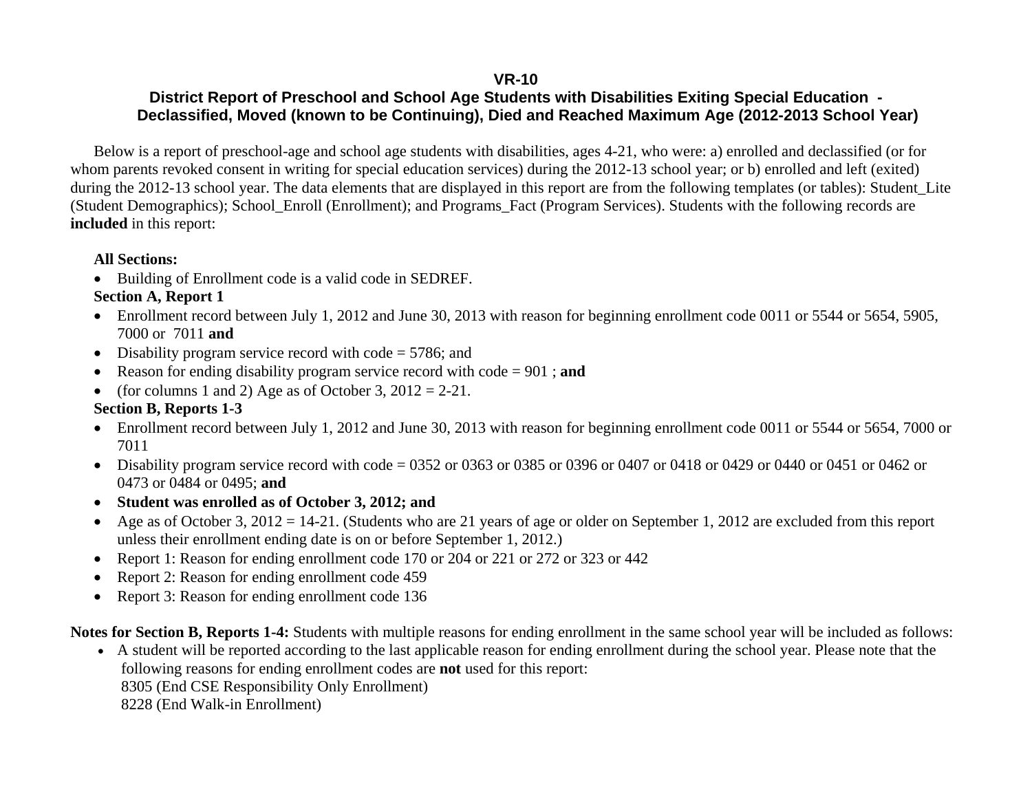# VR-10

## District Report of Preschool and School Age Students with Disabilities Exiting Special Education - Declassified, Moved (known to be Continuing), Died and Reached Maximum Age (2012-2013 School Year)

Below is a report of preschool-age and school age students with disabilities, ages 4-21, who were: a) enrolled and declassified (or for whom parents revoked consent in writing for special education services) during the 2012-13 school year; or b) enrolled and left (exited) during the 2012-13 school year. The data elements that are displayed in this report are from the following templates (or tables): Student_Lite (Student Demographics); School_Enroll (Enrollment); and Programs_Fact (Program Services). Students with the following records are **included** in this report:

**All Sections:**

- Building of Enrollment code is a valid code in SEDREF.

**Section A, Report 1**

- Enrollment record between July 1, 2012 and June 30, 2013 with reason for beginning enrollment code 0011 or 5544 or 5654, 5905, 7000 or 7011 **and**
- Disability program service record with code = 5786; and
- Reason for ending disability program service record with code = 901 ; **and**
- (for columns 1 and 2) Age as of October 3, 2012 = 2-21.

**Section B, Reports 1-3**

- Enrollment record between July 1, 2012 and June 30, 2013 with reason for beginning enrollment code 0011 or 5544 or 5654, 7000 or 7011
- Disability program service record with code = 0352 or 0363 or 0385 or 0396 or 0407 or 0418 or 0429 or 0440 or 0451 or 0462 or 0473 or 0484 or 0495; **and**
- **Student was enrolled as of October 3, 2012; and**
- Age as of October 3, 2012 = 14-21. (Students who are 21 years of age or older on September 1, 2012 are excluded from this report unless their enrollment ending date is on or before September 1, 2012.)
- Report 1: Reason for ending enrollment code 170 or 204 or 221 or 272 or 323 or 442
- Report 2: Reason for ending enrollment code 459
- Report 3: Reason for ending enrollment code 136

**Notes for Section B, Reports 1-4:** Students with multiple reasons for ending enrollment in the same school year will be included as follows:

- A student will be reported according to the last applicable reason for ending enrollment during the school year. Please note that the following reasons for ending enrollment codes are **not** used for this report:
  8305 (End CSE Responsibility Only Enrollment)
  8228 (End Walk-in Enrollment)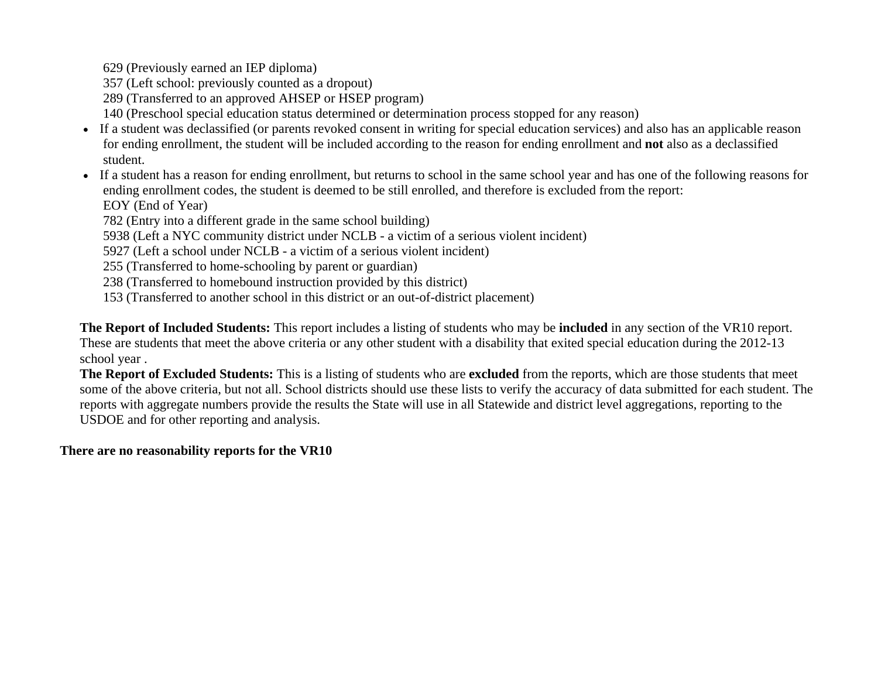629 (Previously earned an IEP diploma)
357 (Left school: previously counted as a dropout)
289 (Transferred to an approved AHSEP or HSEP program)
140 (Preschool special education status determined or determination process stopped for any reason)

- If a student was declassified (or parents revoked consent in writing for special education services) and also has an applicable reason for ending enrollment, the student will be included according to the reason for ending enrollment and **not** also as a declassified student.
- If a student has a reason for ending enrollment, but returns to school in the same school year and has one of the following reasons for ending enrollment codes, the student is deemed to be still enrolled, and therefore is excluded from the report:
  EOY (End of Year)
  782 (Entry into a different grade in the same school building)
  5938 (Left a NYC community district under NCLB - a victim of a serious violent incident)
  5927 (Left a school under NCLB - a victim of a serious violent incident)
  255 (Transferred to home-schooling by parent or guardian)
  238 (Transferred to homebound instruction provided by this district)
  153 (Transferred to another school in this district or an out-of-district placement)

**The Report of Included Students:** This report includes a listing of students who may be **included** in any section of the VR10 report. These are students that meet the above criteria or any other student with a disability that exited special education during the 2012-13 school year .

**The Report of Excluded Students:** This is a listing of students who are **excluded** from the reports, which are those students that meet some of the above criteria, but not all. School districts should use these lists to verify the accuracy of data submitted for each student. The reports with aggregate numbers provide the results the State will use in all Statewide and district level aggregations, reporting to the USDOE and for other reporting and analysis.

**There are no reasonability reports for the VR10**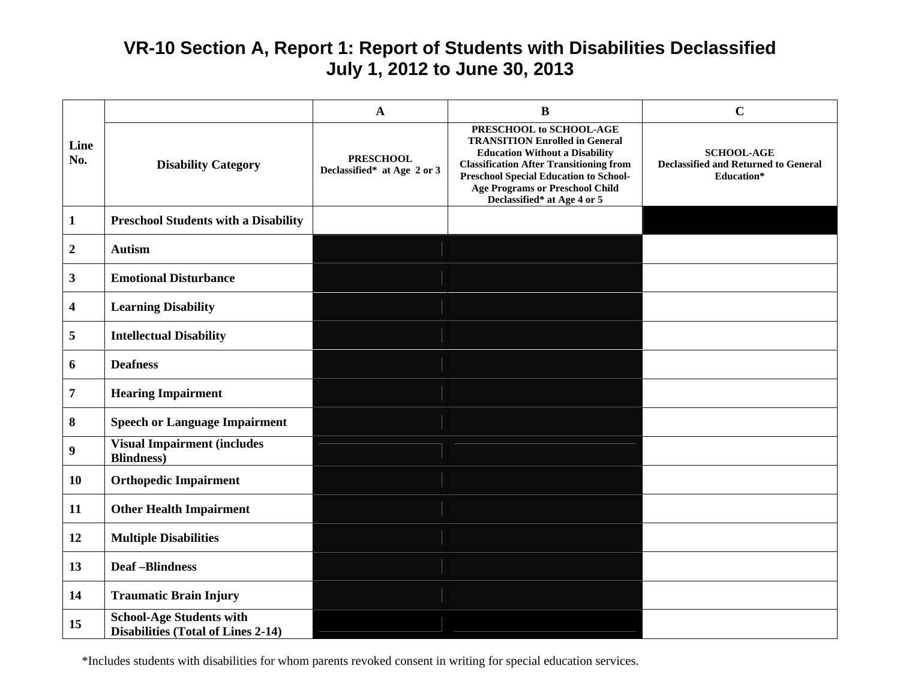# VR-10 Section A, Report 1: Report of Students with Disabilities Declassified
## July 1, 2012 to June 30, 2013

| Line No. | Disability Category | A<br>PRESCHOOL Declassified* at Age 2 or 3 | B<br>PRESCHOOL to SCHOOL-AGE TRANSITION Enrolled in General Education Without a Disability Classification After Transitioning from Preschool Special Education to School-Age Programs or Preschool Child Declassified* at Age 4 or 5 | C<br>SCHOOL-AGE Declassified and Returned to General Education* |
|---|---|---|---|---|
| 1 | Preschool Students with a Disability | | | |
| 2 | Autism | | | |
| 3 | Emotional Disturbance | | | |
| 4 | Learning Disability | | | |
| 5 | Intellectual Disability | | | |
| 6 | Deafness | | | |
| 7 | Hearing Impairment | | | |
| 8 | Speech or Language Impairment | | | |
| 9 | Visual Impairment (includes Blindness) | | | |
| 10 | Orthopedic Impairment | | | |
| 11 | Other Health Impairment | | | |
| 12 | Multiple Disabilities | | | |
| 13 | Deaf –Blindness | | | |
| 14 | Traumatic Brain Injury | | | |
| 15 | School-Age Students with Disabilities (Total of Lines 2-14) | | | |

*Includes students with disabilities for whom parents revoked consent in writing for special education services.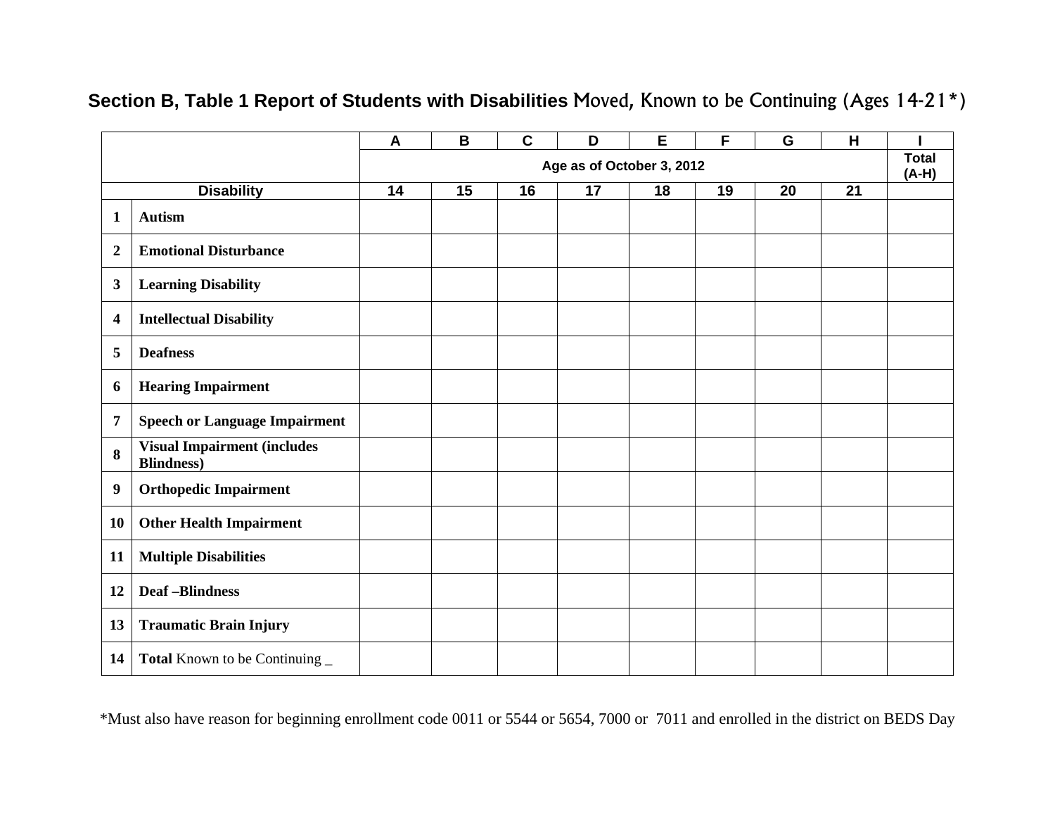## Section B, Table 1 Report of Students with Disabilities Moved, Known to be Continuing (Ages 14-21*)

| | | A | B | C | D | E | F | G | H | I |
|---|---|---|---|---|---|---|---|---|---|---|
| | | Age as of October 3, 2012 | | | | | | | | Total (A-H) |
| Disability | | 14 | 15 | 16 | 17 | 18 | 19 | 20 | 21 | |
| 1 | **Autism** | | | | | | | | | |
| 2 | **Emotional Disturbance** | | | | | | | | | |
| 3 | **Learning Disability** | | | | | | | | | |
| 4 | **Intellectual Disability** | | | | | | | | | |
| 5 | **Deafness** | | | | | | | | | |
| 6 | **Hearing Impairment** | | | | | | | | | |
| 7 | **Speech or Language Impairment** | | | | | | | | | |
| 8 | **Visual Impairment (includes Blindness)** | | | | | | | | | |
| 9 | **Orthopedic Impairment** | | | | | | | | | |
| 10 | **Other Health Impairment** | | | | | | | | | |
| 11 | **Multiple Disabilities** | | | | | | | | | |
| 12 | **Deaf –Blindness** | | | | | | | | | |
| 13 | **Traumatic Brain Injury** | | | | | | | | | |
| 14 | **Total** Known to be Continuing _ | | | | | | | | | |

*Must also have reason for beginning enrollment code 0011 or 5544 or 5654, 7000 or 7011 and enrolled in the district on BEDS Day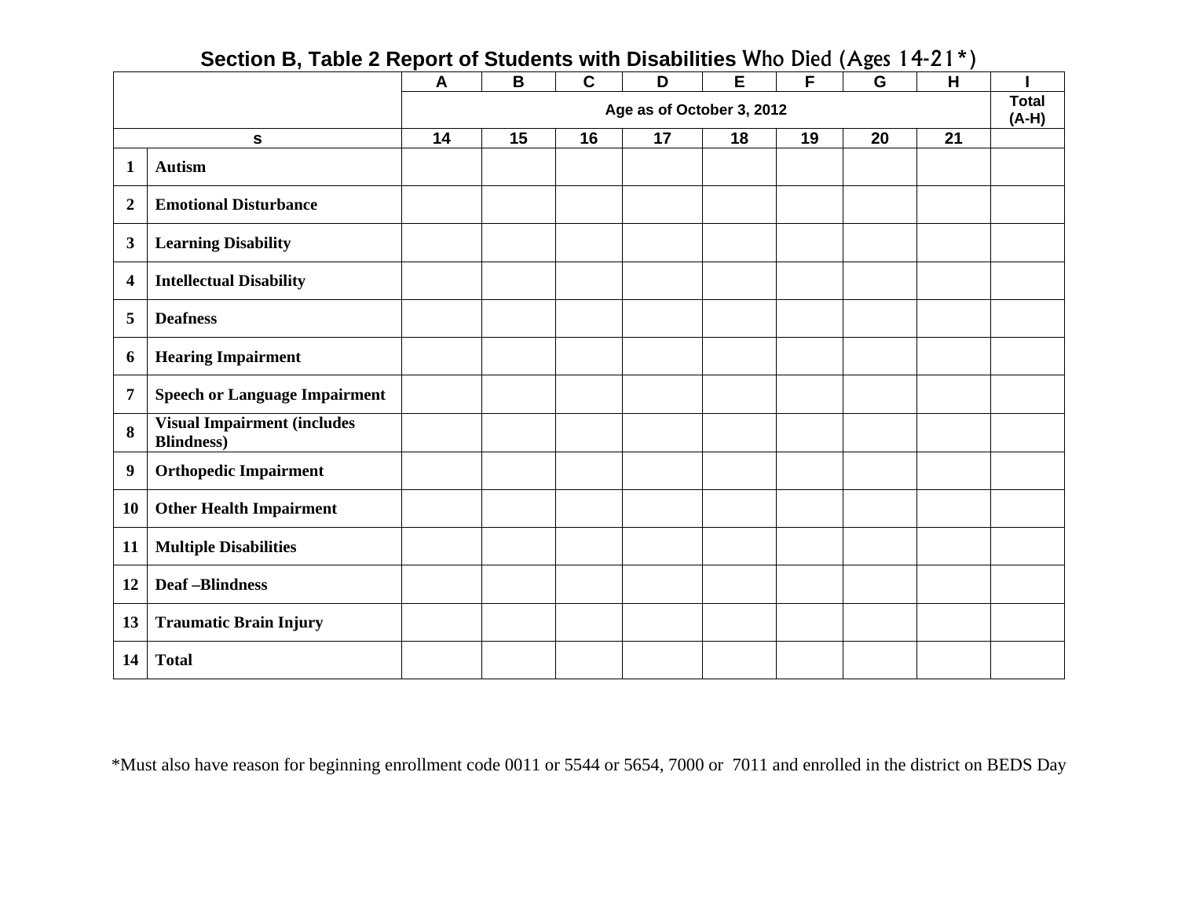## Section B, Table 2 Report of Students with Disabilities Who Died (Ages 14-21*)

| | | A | B | C | D | E | F | G | H | I |
|---|---|---|---|---|---|---|---|---|---|---|
| | | Age as of October 3, 2012 | | | | | | | | Total (A-H) |
| s | | 14 | 15 | 16 | 17 | 18 | 19 | 20 | 21 | |
| 1 | Autism | | | | | | | | | |
| 2 | Emotional Disturbance | | | | | | | | | |
| 3 | Learning Disability | | | | | | | | | |
| 4 | Intellectual Disability | | | | | | | | | |
| 5 | Deafness | | | | | | | | | |
| 6 | Hearing Impairment | | | | | | | | | |
| 7 | Speech or Language Impairment | | | | | | | | | |
| 8 | Visual Impairment (includes Blindness) | | | | | | | | | |
| 9 | Orthopedic Impairment | | | | | | | | | |
| 10 | Other Health Impairment | | | | | | | | | |
| 11 | Multiple Disabilities | | | | | | | | | |
| 12 | Deaf –Blindness | | | | | | | | | |
| 13 | Traumatic Brain Injury | | | | | | | | | |
| 14 | Total | | | | | | | | | |

*Must also have reason for beginning enrollment code 0011 or 5544 or 5654, 7000 or 7011 and enrolled in the district on BEDS Day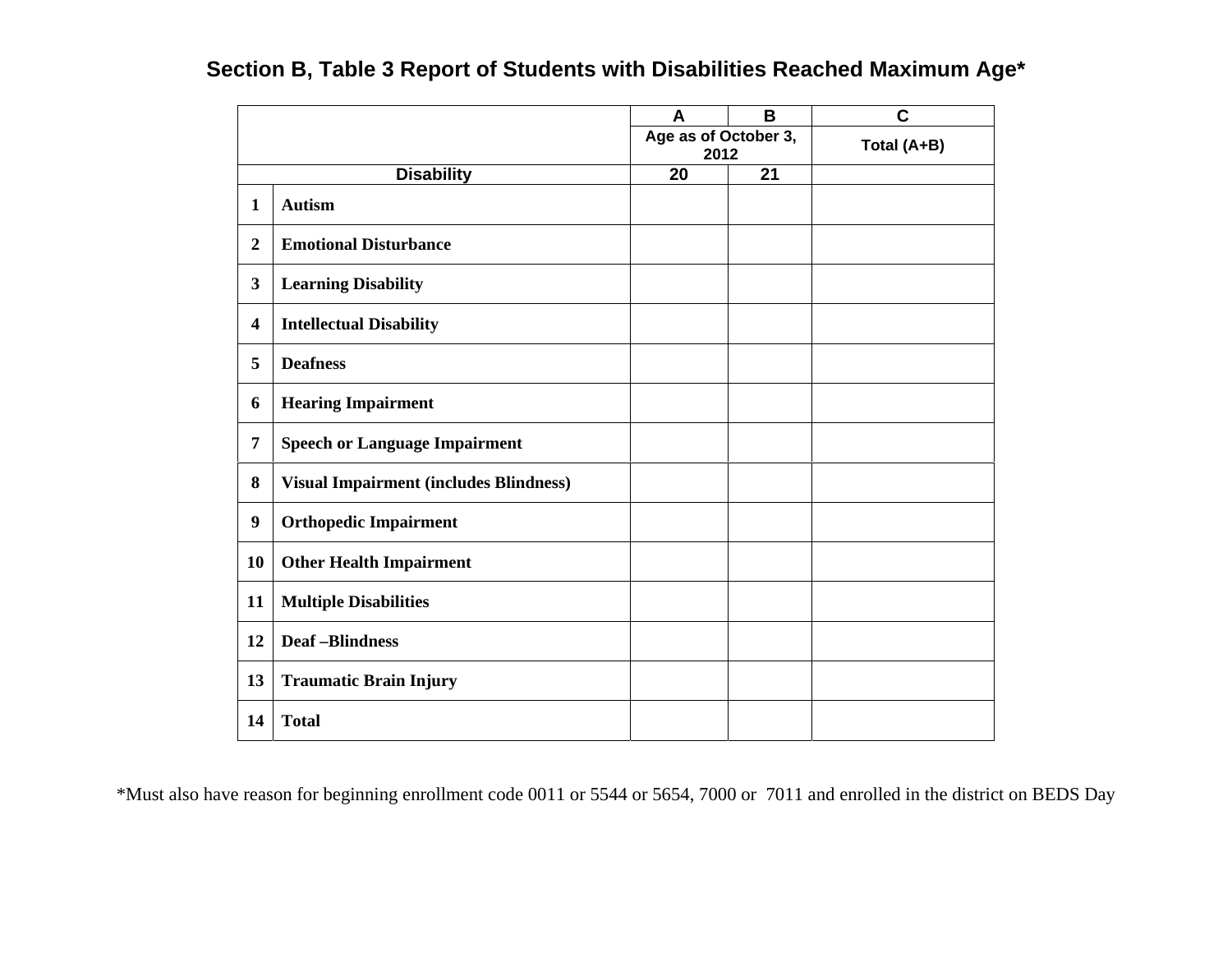## Section B, Table 3 Report of Students with Disabilities Reached Maximum Age*

| | | A | B | C |
|---|---|---|---|---|
| | | Age as of October 3, 2012 | | Total (A+B) |
| Disability | | 20 | 21 | |
| 1 | Autism | | | |
| 2 | Emotional Disturbance | | | |
| 3 | Learning Disability | | | |
| 4 | Intellectual Disability | | | |
| 5 | Deafness | | | |
| 6 | Hearing Impairment | | | |
| 7 | Speech or Language Impairment | | | |
| 8 | Visual Impairment (includes Blindness) | | | |
| 9 | Orthopedic Impairment | | | |
| 10 | Other Health Impairment | | | |
| 11 | Multiple Disabilities | | | |
| 12 | Deaf –Blindness | | | |
| 13 | Traumatic Brain Injury | | | |
| 14 | Total | | | |

*Must also have reason for beginning enrollment code 0011 or 5544 or 5654, 7000 or 7011 and enrolled in the district on BEDS Day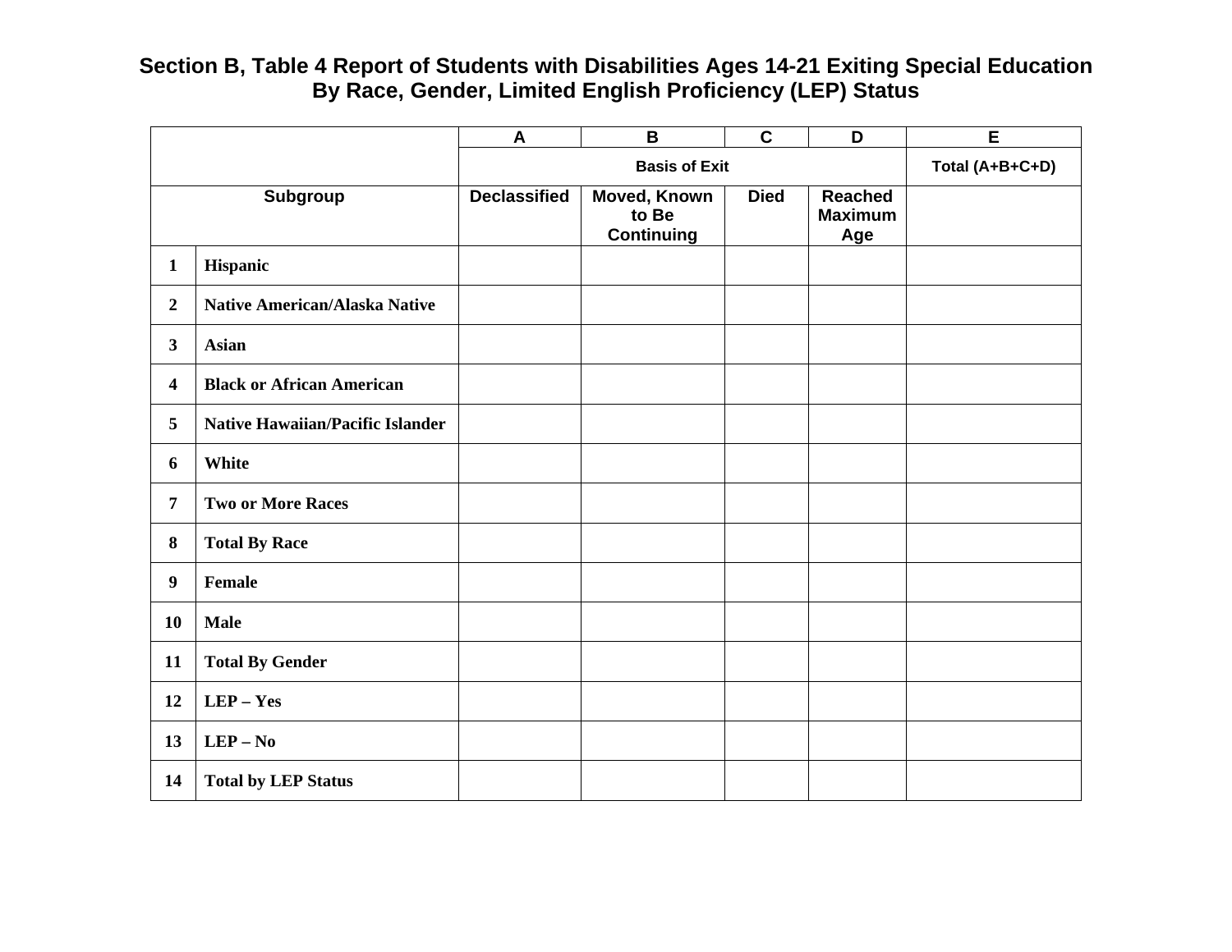# Section B, Table 4 Report of Students with Disabilities Ages 14-21 Exiting Special Education By Race, Gender, Limited English Proficiency (LEP) Status

| | | A | B | C | D | E |
|---|---|---|---|---|---|---|
| | | Basis of Exit | | | | Total (A+B+C+D) |
| Subgroup | | Declassified | Moved, Known to Be Continuing | Died | Reached Maximum Age | |
| 1 | Hispanic | | | | | |
| 2 | Native American/Alaska Native | | | | | |
| 3 | Asian | | | | | |
| 4 | Black or African American | | | | | |
| 5 | Native Hawaiian/Pacific Islander | | | | | |
| 6 | White | | | | | |
| 7 | Two or More Races | | | | | |
| 8 | Total By Race | | | | | |
| 9 | Female | | | | | |
| 10 | Male | | | | | |
| 11 | Total By Gender | | | | | |
| 12 | LEP – Yes | | | | | |
| 13 | LEP – No | | | | | |
| 14 | Total by LEP Status | | | | | |